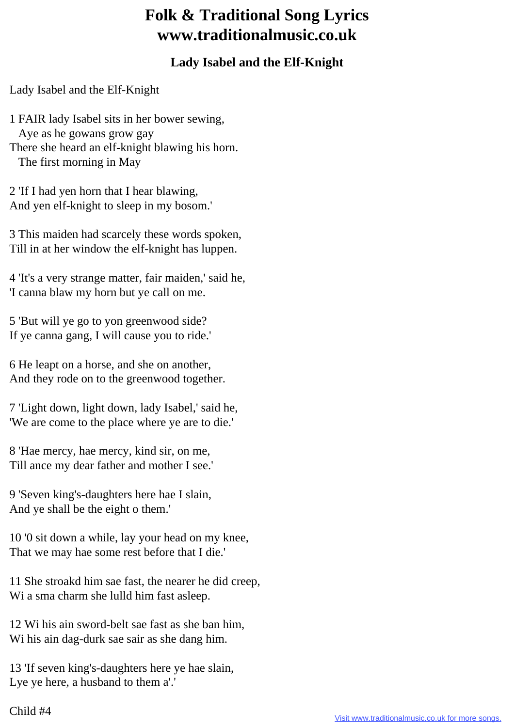# Folk & Traditional Song Lyrics
# www.traditionalmusic.co.uk

### Lady Isabel and the Elf-Knight

Lady Isabel and the Elf-Knight

1 FAIR lady Isabel sits in her bower sewing,
  Aye as he gowans grow gay
There she heard an elf-knight blawing his horn.
  The first morning in May

2 'If I had yen horn that I hear blawing,
And yen elf-knight to sleep in my bosom.'

3 This maiden had scarcely these words spoken,
Till in at her window the elf-knight has luppen.

4 'It's a very strange matter, fair maiden,' said he,
'I canna blaw my horn but ye call on me.

5 'But will ye go to yon greenwood side?
If ye canna gang, I will cause you to ride.'

6 He leapt on a horse, and she on another,
And they rode on to the greenwood together.

7 'Light down, light down, lady Isabel,' said he,
'We are come to the place where ye are to die.'

8 'Hae mercy, hae mercy, kind sir, on me,
Till ance my dear father and mother I see.'

9 'Seven king's-daughters here hae I slain,
And ye shall be the eight o them.'

10 '0 sit down a while, lay your head on my knee,
That we may hae some rest before that I die.'

11 She stroakd him sae fast, the nearer he did creep,
Wi a sma charm she lulld him fast asleep.

12 Wi his ain sword-belt sae fast as she ban him,
Wi his ain dag-durk sae sair as she dang him.

13 'If seven king's-daughters here ye hae slain,
Lye ye here, a husband to them a'.'

Child #4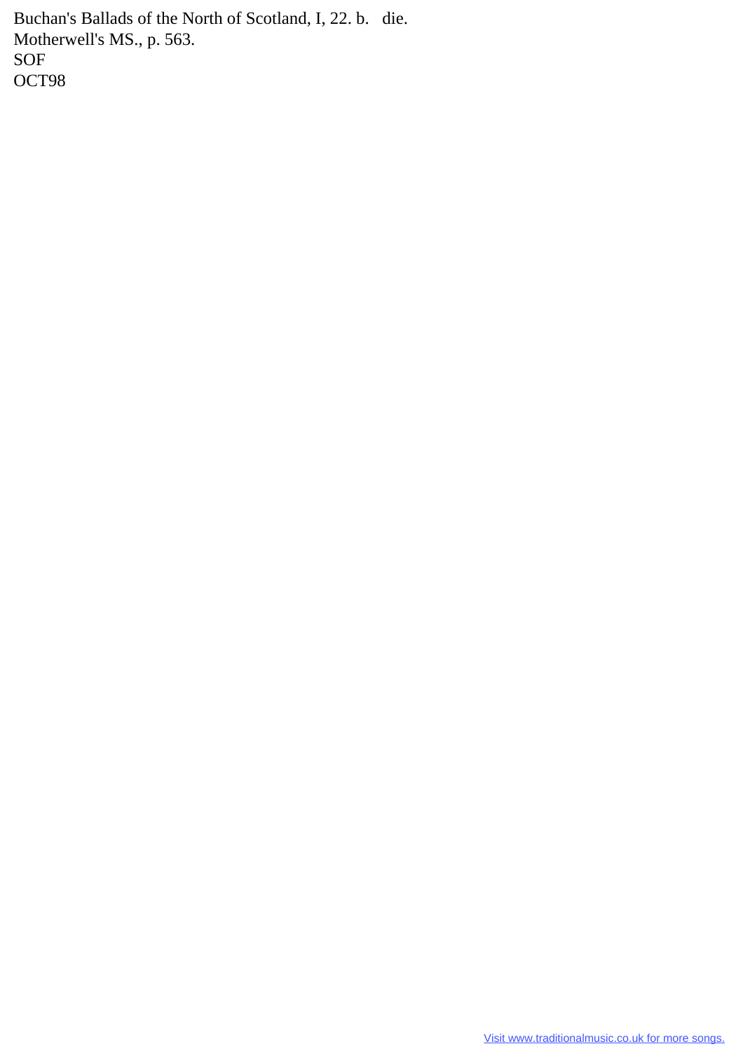Buchan's Ballads of the North of Scotland, I, 22. b.   die.
Motherwell's MS., p. 563.
SOF
OCT98